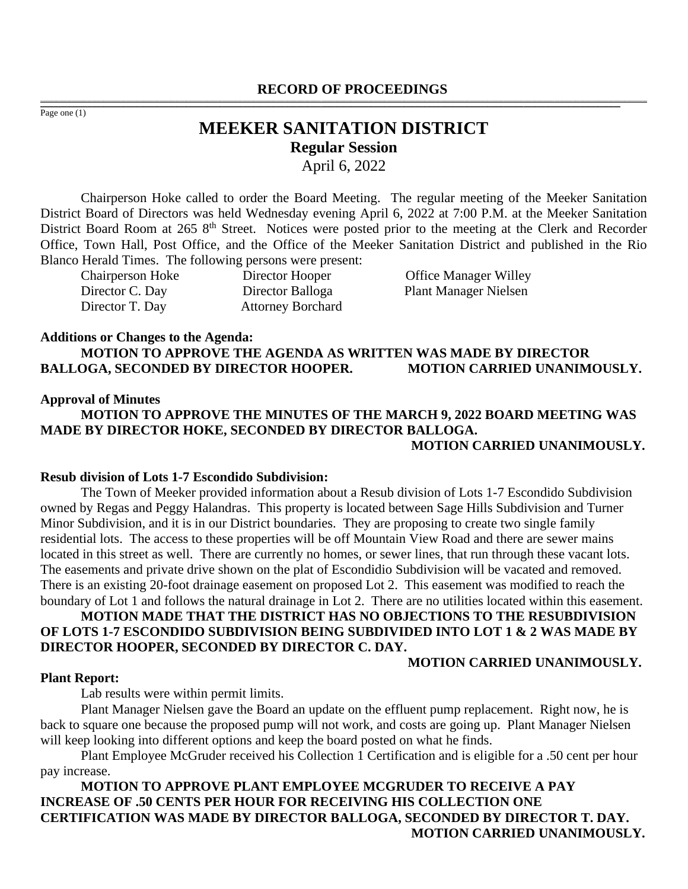**RECORD OF PROCEEDINGS**

# MEEKER SANITATION DISTRICT

## Regular Session

April 6, 2022

Chairperson Hoke called to order the Board Meeting. The regular meeting of the Meeker Sanitation District Board of Directors was held Wednesday evening April 6, 2022 at 7:00 P.M. at the Meeker Sanitation District Board Room at 265 8th Street. Notices were posted prior to the meeting at the Clerk and Recorder Office, Town Hall, Post Office, and the Office of the Meeker Sanitation District and published in the Rio Blanco Herald Times. The following persons were present:

| | | |
|---|---|---|
| Chairperson Hoke | Director Hooper | Office Manager Willey |
| Director C. Day | Director Balloga | Plant Manager Nielsen |
| Director T. Day | Attorney Borchard | |

**Additions or Changes to the Agenda:**

**MOTION TO APPROVE THE AGENDA AS WRITTEN WAS MADE BY DIRECTOR BALLOGA, SECONDED BY DIRECTOR HOOPER. MOTION CARRIED UNANIMOUSLY.**

**Approval of Minutes**

**MOTION TO APPROVE THE MINUTES OF THE MARCH 9, 2022 BOARD MEETING WAS MADE BY DIRECTOR HOKE, SECONDED BY DIRECTOR BALLOGA.**

**MOTION CARRIED UNANIMOUSLY.**

**Resub division of Lots 1-7 Escondido Subdivision:**

The Town of Meeker provided information about a Resub division of Lots 1-7 Escondido Subdivision owned by Regas and Peggy Halandras. This property is located between Sage Hills Subdivision and Turner Minor Subdivision, and it is in our District boundaries. They are proposing to create two single family residential lots. The access to these properties will be off Mountain View Road and there are sewer mains located in this street as well. There are currently no homes, or sewer lines, that run through these vacant lots. The easements and private drive shown on the plat of Escondidio Subdivision will be vacated and removed. There is an existing 20-foot drainage easement on proposed Lot 2. This easement was modified to reach the boundary of Lot 1 and follows the natural drainage in Lot 2. There are no utilities located within this easement.

**MOTION MADE THAT THE DISTRICT HAS NO OBJECTIONS TO THE RESUBDIVISION OF LOTS 1-7 ESCONDIDO SUBDIVISION BEING SUBDIVIDED INTO LOT 1 & 2 WAS MADE BY DIRECTOR HOOPER, SECONDED BY DIRECTOR C. DAY.**

**MOTION CARRIED UNANIMOUSLY.**

**Plant Report:**

Lab results were within permit limits.

Plant Manager Nielsen gave the Board an update on the effluent pump replacement. Right now, he is back to square one because the proposed pump will not work, and costs are going up. Plant Manager Nielsen will keep looking into different options and keep the board posted on what he finds.

Plant Employee McGruder received his Collection 1 Certification and is eligible for a .50 cent per hour pay increase.

**MOTION TO APPROVE PLANT EMPLOYEE MCGRUDER TO RECEIVE A PAY INCREASE OF .50 CENTS PER HOUR FOR RECEIVING HIS COLLECTION ONE CERTIFICATION WAS MADE BY DIRECTOR BALLOGA, SECONDED BY DIRECTOR T. DAY.**

**MOTION CARRIED UNANIMOUSLY.**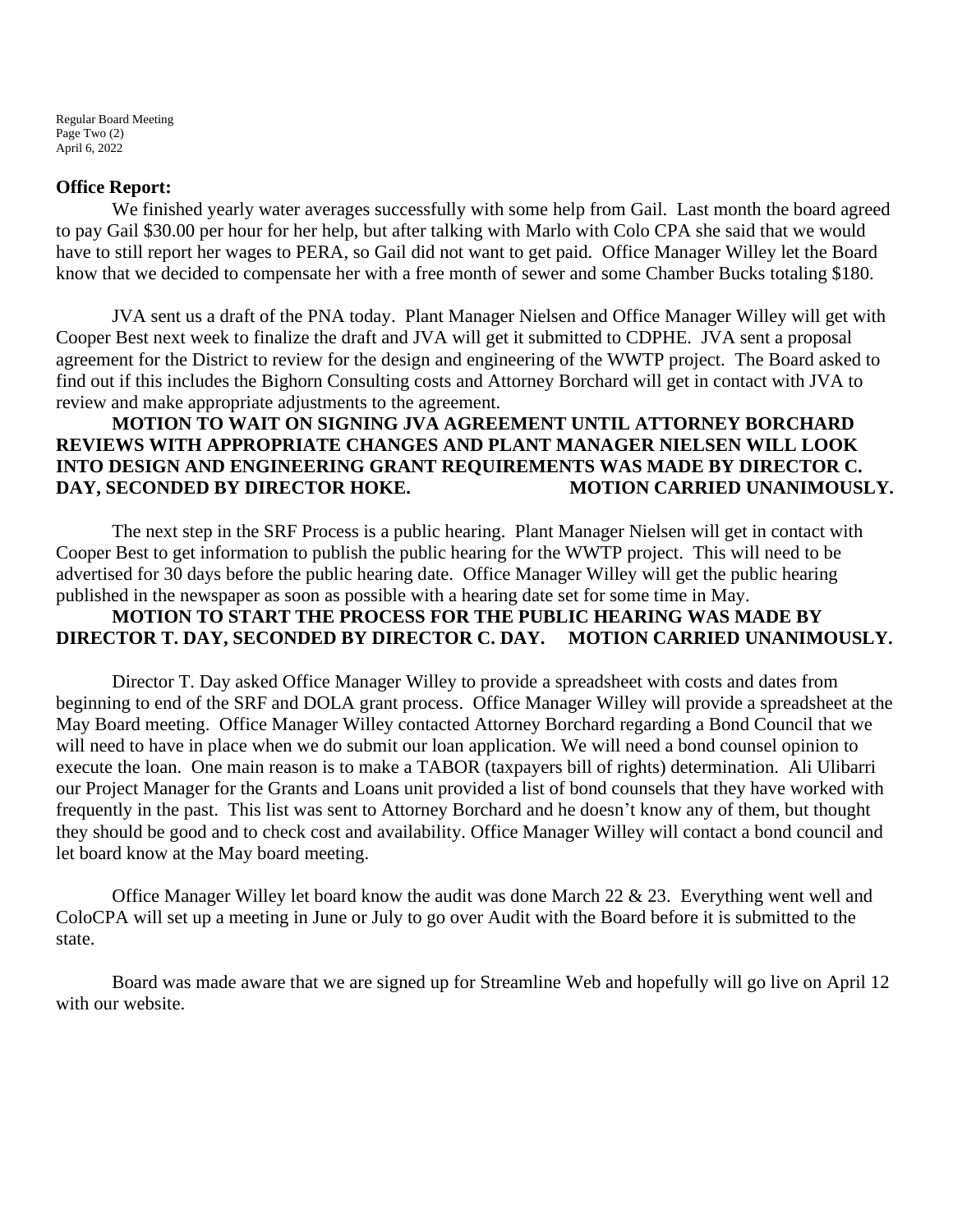**Office Report:**

We finished yearly water averages successfully with some help from Gail. Last month the board agreed to pay Gail $30.00 per hour for her help, but after talking with Marlo with Colo CPA she said that we would have to still report her wages to PERA, so Gail did not want to get paid. Office Manager Willey let the Board know that we decided to compensate her with a free month of sewer and some Chamber Bucks totaling $180.

JVA sent us a draft of the PNA today. Plant Manager Nielsen and Office Manager Willey will get with Cooper Best next week to finalize the draft and JVA will get it submitted to CDPHE. JVA sent a proposal agreement for the District to review for the design and engineering of the WWTP project. The Board asked to find out if this includes the Bighorn Consulting costs and Attorney Borchard will get in contact with JVA to review and make appropriate adjustments to the agreement.

**MOTION TO WAIT ON SIGNING JVA AGREEMENT UNTIL ATTORNEY BORCHARD REVIEWS WITH APPROPRIATE CHANGES AND PLANT MANAGER NIELSEN WILL LOOK INTO DESIGN AND ENGINEERING GRANT REQUIREMENTS WAS MADE BY DIRECTOR C. DAY, SECONDED BY DIRECTOR HOKE. MOTION CARRIED UNANIMOUSLY.**

The next step in the SRF Process is a public hearing. Plant Manager Nielsen will get in contact with Cooper Best to get information to publish the public hearing for the WWTP project. This will need to be advertised for 30 days before the public hearing date. Office Manager Willey will get the public hearing published in the newspaper as soon as possible with a hearing date set for some time in May.

**MOTION TO START THE PROCESS FOR THE PUBLIC HEARING WAS MADE BY DIRECTOR T. DAY, SECONDED BY DIRECTOR C. DAY. MOTION CARRIED UNANIMOUSLY.**

Director T. Day asked Office Manager Willey to provide a spreadsheet with costs and dates from beginning to end of the SRF and DOLA grant process. Office Manager Willey will provide a spreadsheet at the May Board meeting. Office Manager Willey contacted Attorney Borchard regarding a Bond Council that we will need to have in place when we do submit our loan application. We will need a bond counsel opinion to execute the loan. One main reason is to make a TABOR (taxpayers bill of rights) determination. Ali Ulibarri our Project Manager for the Grants and Loans unit provided a list of bond counsels that they have worked with frequently in the past. This list was sent to Attorney Borchard and he doesn't know any of them, but thought they should be good and to check cost and availability. Office Manager Willey will contact a bond council and let board know at the May board meeting.

Office Manager Willey let board know the audit was done March 22 & 23. Everything went well and ColoCPA will set up a meeting in June or July to go over Audit with the Board before it is submitted to the state.

Board was made aware that we are signed up for Streamline Web and hopefully will go live on April 12 with our website.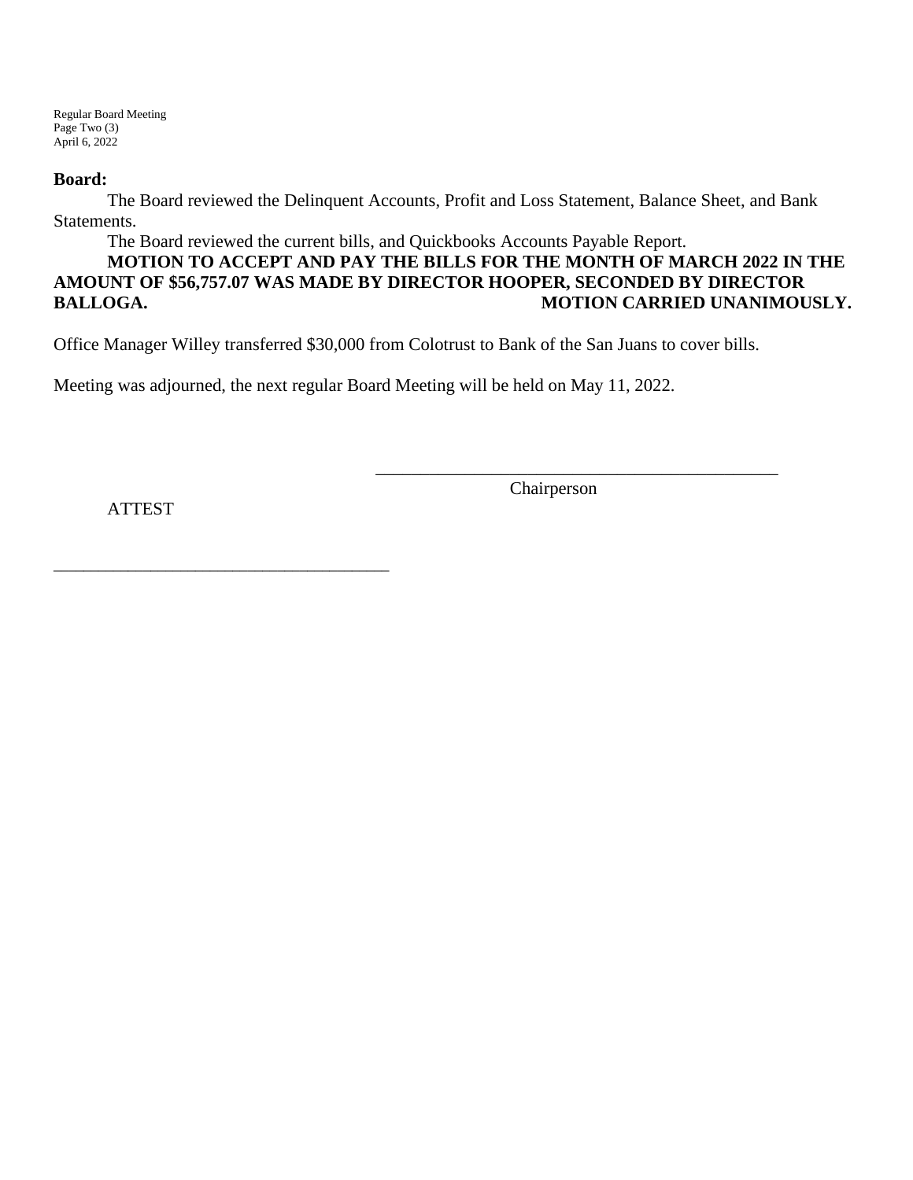**Board:**

The Board reviewed the Delinquent Accounts, Profit and Loss Statement, Balance Sheet, and Bank Statements.

The Board reviewed the current bills, and Quickbooks Accounts Payable Report.

**MOTION TO ACCEPT AND PAY THE BILLS FOR THE MONTH OF MARCH 2022 IN THE AMOUNT OF $56,757.07 WAS MADE BY DIRECTOR HOOPER, SECONDED BY DIRECTOR BALLOGA. MOTION CARRIED UNANIMOUSLY.**

Office Manager Willey transferred $30,000 from Colotrust to Bank of the San Juans to cover bills.

Meeting was adjourned, the next regular Board Meeting will be held on May 11, 2022.

\_\_\_\_\_\_\_\_\_\_\_\_\_\_\_\_\_\_\_\_\_\_\_\_\_\_\_\_\_\_\_\_\_\_\_\_\_\_\_\_\_\_\_\_

Chairperson

ATTEST

\_\_\_\_\_\_\_\_\_\_\_\_\_\_\_\_\_\_\_\_\_\_\_\_\_\_\_\_\_\_\_\_\_\_\_\_\_\_\_